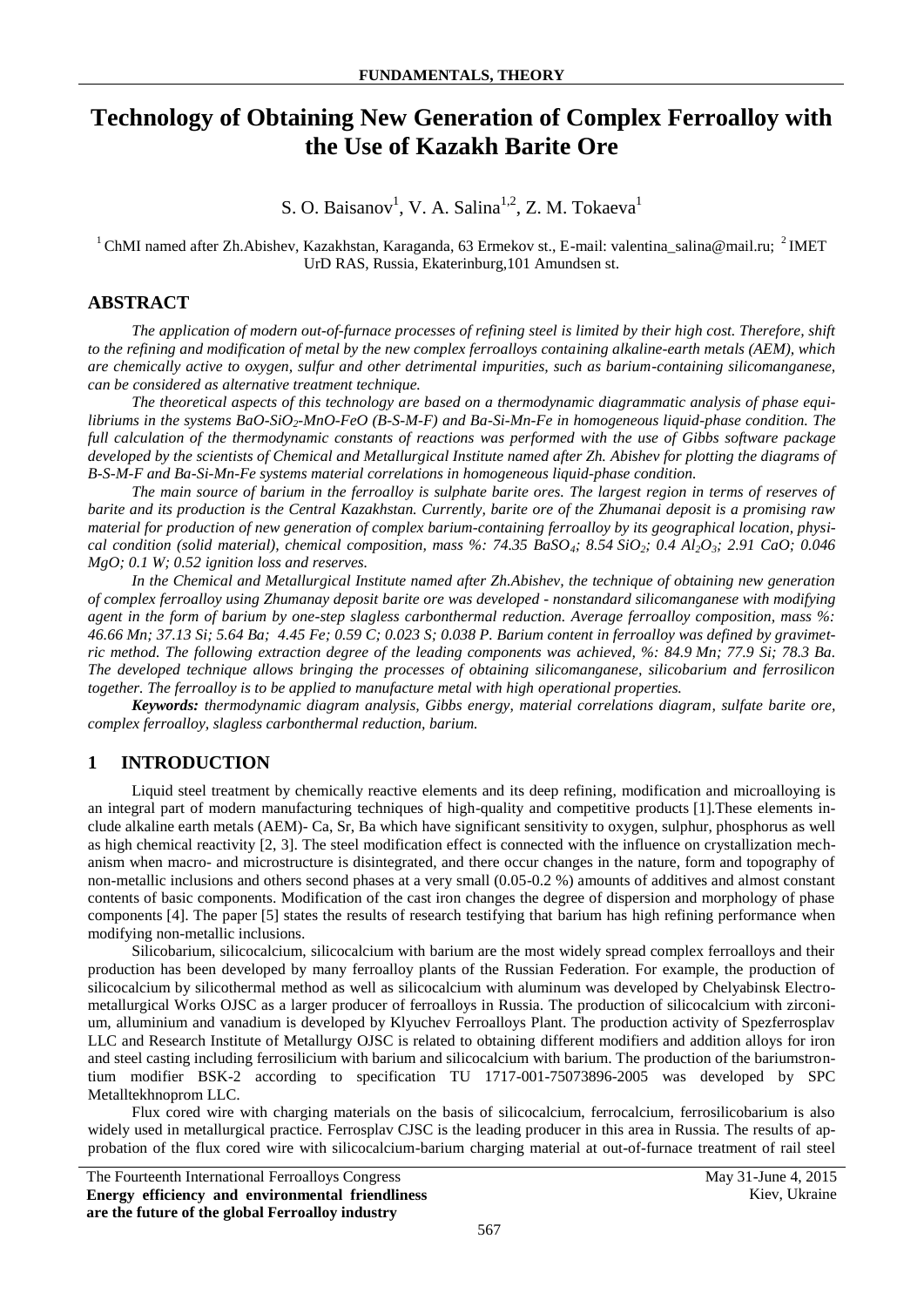FUNDAMENTALS, THEORY

# Technology of Obtaining New Generation of Complex Ferroalloy with the Use of Kazakh Barite Ore

S. O. Baisanov[1], V. A. Salina[1,2], Z. M. Tokaeva[1]

[1] ChMI named after Zh.Abishev, Kazakhstan, Karaganda, 63 Ermekov st., E-mail: valentina_salina@mail.ru; [2] IMET UrD RAS, Russia, Ekaterinburg,101 Amundsen st.

## ABSTRACT

*The application of modern out-of-furnace processes of refining steel is limited by their high cost. Therefore, shift to the refining and modification of metal by the new complex ferroalloys containing alkaline-earth metals (AEM), which are chemically active to oxygen, sulfur and other detrimental impurities, such as barium-containing silicomanganese, can be considered as alternative treatment technique.*

*The theoretical aspects of this technology are based on a thermodynamic diagrammatic analysis of phase equilibriums in the systems BaO-$SiO_2$-MnO-FeO (B-S-M-F) and Ba-Si-Mn-Fe in homogeneous liquid-phase condition. The full calculation of the thermodynamic constants of reactions was performed with the use of Gibbs software package developed by the scientists of Chemical and Metallurgical Institute named after Zh. Abishev for plotting the diagrams of B-S-M-F and Ba-Si-Mn-Fe systems material correlations in homogeneous liquid-phase condition.*

*The main source of barium in the ferroalloy is sulphate barite ores. The largest region in terms of reserves of barite and its production is the Central Kazakhstan. Currently, barite ore of the Zhumanai deposit is a promising raw material for production of new generation of complex barium-containing ferroalloy by its geographical location, physical condition (solid material), chemical composition, mass %: 74.35 $BaSO_4$; 8.54 $SiO_2$; 0.4 $Al_2O_3$; 2.91 CaO; 0.046 MgO; 0.1 W; 0.52 ignition loss and reserves.*

*In the Chemical and Metallurgical Institute named after Zh.Abishev, the technique of obtaining new generation of complex ferroalloy using Zhumanay deposit barite ore was developed - nonstandard silicomanganese with modifying agent in the form of barium by one-step slagless carbonthermal reduction. Average ferroalloy composition, mass %: 46.66 Mn; 37.13 Si; 5.64 Ba; 4.45 Fe; 0.59 C; 0.023 S; 0.038 P. Barium content in ferroalloy was defined by gravimetric method. The following extraction degree of the leading components was achieved, %: 84.9 Mn; 77.9 Si; 78.3 Ba. The developed technique allows bringing the processes of obtaining silicomanganese, silicobarium and ferrosilicon together. The ferroalloy is to be applied to manufacture metal with high operational properties.*

***Keywords:*** *thermodynamic diagram analysis, Gibbs energy, material correlations diagram, sulfate barite ore, complex ferroalloy, slagless carbonthermal reduction, barium.*

## 1 INTRODUCTION

Liquid steel treatment by chemically reactive elements and its deep refining, modification and microalloying is an integral part of modern manufacturing techniques of high-quality and competitive products [1].These elements include alkaline earth metals (AEM)- Ca, Sr, Ba which have significant sensitivity to oxygen, sulphur, phosphorus as well as high chemical reactivity [2, 3]. The steel modification effect is connected with the influence on crystallization mechanism when macro- and microstructure is disintegrated, and there occur changes in the nature, form and topography of non-metallic inclusions and others second phases at a very small (0.05-0.2 %) amounts of additives and almost constant contents of basic components. Modification of the cast iron changes the degree of dispersion and morphology of phase components [4]. The paper [5] states the results of research testifying that barium has high refining performance when modifying non-metallic inclusions.

Silicobarium, silicocalcium, silicocalcium with barium are the most widely spread complex ferroalloys and their production has been developed by many ferroalloy plants of the Russian Federation. For example, the production of silicocalcium by silicothermal method as well as silicocalcium with aluminum was developed by Chelyabinsk Electrometallurgical Works OJSC as a larger producer of ferroalloys in Russia. The production of silicocalcium with zirconium, alluminium and vanadium is developed by Klyuchev Ferroalloys Plant. The production activity of Spezferrosplav LLC and Research Institute of Metallurgy OJSC is related to obtaining different modifiers and addition alloys for iron and steel casting including ferrosilicium with barium and silicocalcium with barium. The production of the bariumstrontium modifier BSK-2 according to specification TU 1717-001-75073896-2005 was developed by SPC Metalltekhnoprom LLC.

Flux cored wire with charging materials on the basis of silicocalcium, ferrocalcium, ferrosilicobarium is also widely used in metallurgical practice. Ferrosplav CJSC is the leading producer in this area in Russia. The results of approbation of the flux cored wire with silicocalcium-barium charging material at out-of-furnace treatment of rail steel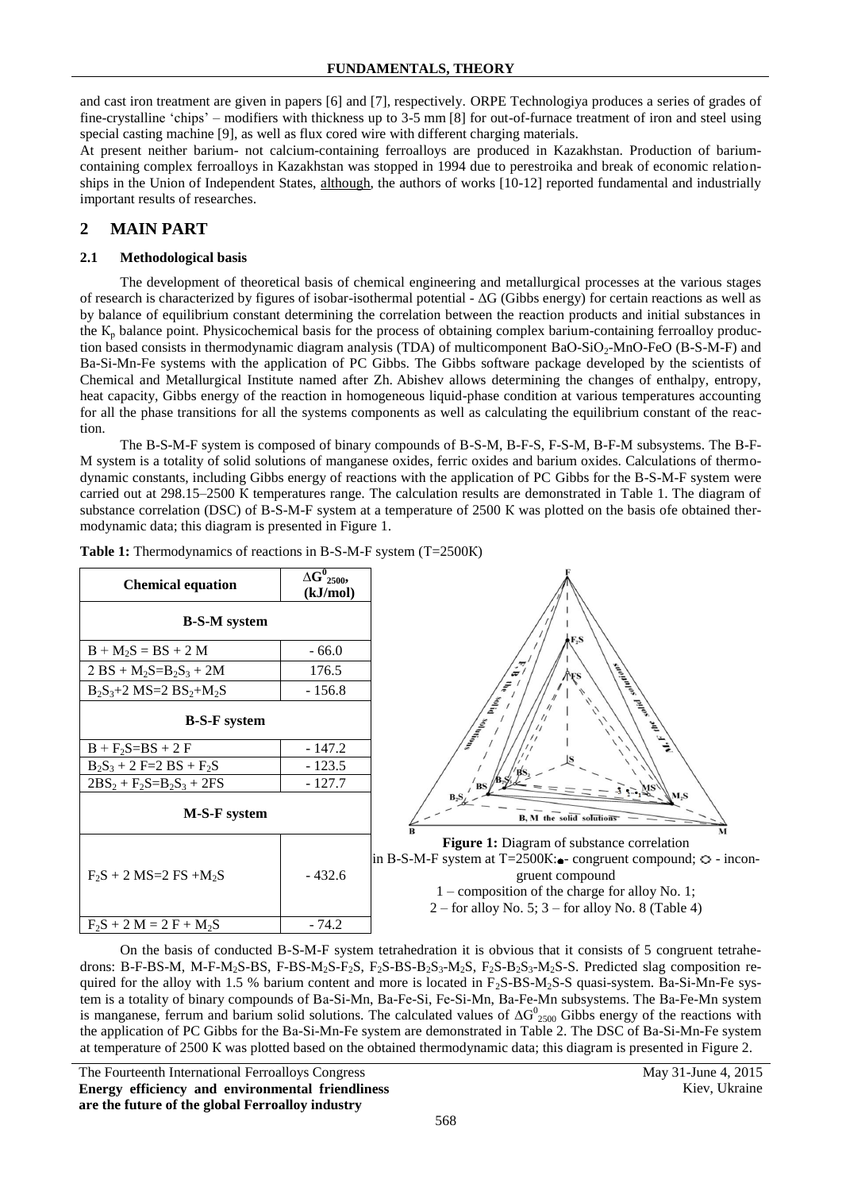and cast iron treatment are given in papers [6] and [7], respectively. ORPE Technologiya produces a series of grades of fine-crystalline 'chips' – modifiers with thickness up to 3-5 mm [8] for out-of-furnace treatment of iron and steel using special casting machine [9], as well as flux cored wire with different charging materials.

At present neither barium- not calcium-containing ferroalloys are produced in Kazakhstan. Production of barium-containing complex ferroalloys in Kazakhstan was stopped in 1994 due to perestroika and break of economic relationships in the Union of Independent States, although, the authors of works [10-12] reported fundamental and industrially important results of researches.

## 2 MAIN PART

### 2.1 Methodological basis

The development of theoretical basis of chemical engineering and metallurgical processes at the various stages of research is characterized by figures of isobar-isothermal potential - ΔG (Gibbs energy) for certain reactions as well as by balance of equilibrium constant determining the correlation between the reaction products and initial substances in the $K_p$ balance point. Physicochemical basis for the process of obtaining complex barium-containing ferroalloy production based consists in thermodynamic diagram analysis (TDA) of multicomponent $BaO$-$SiO_2$-$MnO$-$FeO$ (B-S-M-F) and Ba-Si-Mn-Fe systems with the application of PC Gibbs. The Gibbs software package developed by the scientists of Chemical and Metallurgical Institute named after Zh. Abishev allows determining the changes of enthalpy, entropy, heat capacity, Gibbs energy of the reaction in homogeneous liquid-phase condition at various temperatures accounting for all the phase transitions for all the systems components as well as calculating the equilibrium constant of the reaction.

The B-S-M-F system is composed of binary compounds of B-S-M, B-F-S, F-S-M, B-F-M subsystems. The B-F-M system is a totality of solid solutions of manganese oxides, ferric oxides and barium oxides. Calculations of thermodynamic constants, including Gibbs energy of reactions with the application of PC Gibbs for the B-S-M-F system were carried out at 298.15–2500 K temperatures range. The calculation results are demonstrated in Table 1. The diagram of substance correlation (DSC) of B-S-M-F system at a temperature of 2500 K was plotted on the basis ofe obtained thermodynamic data; this diagram is presented in Figure 1.

**Table 1:** Thermodynamics of reactions in B-S-M-F system (T=2500K)

| Chemical equation | $\Delta G^0_{2500}$, (kJ/mol) |
|---|---|
| **B-S-M system** | |
| $B + M_2S = BS + 2M$ | - 66.0 |
| $2BS + M_2S = B_2S_3 + 2M$ | 176.5 |
| $B_2S_3 + 2MS = 2BS_2 + M_2S$ | - 156.8 |
| **B-S-F system** | |
| $B + F_2S = BS + 2F$ | - 147.2 |
| $B_2S_3 + 2F = 2BS + F_2S$ | - 123.5 |
| $2BS_2 + F_2S = B_2S_3 + 2FS$ | - 127.7 |
| **M-S-F system** | |
| $F_2S + 2MS = 2FS + M_2S$ | - 432.6 |
| $F_2S + 2M = 2F + M_2S$ | - 74.2 |

**Figure 1:** Diagram of substance correlation in B-S-M-F system at T=2500K: ● - congruent compound; ○ - incongruent compound
1 – composition of the charge for alloy No. 1;
2 – for alloy No. 5; 3 – for alloy No. 8 (Table 4)

On the basis of conducted B-S-M-F system tetrahedration it is obvious that it consists of 5 congruent tetrahedrons: B-F-BS-M, M-F-$M_2S$-BS, F-BS-$M_2S$-$F_2S$, $F_2S$-BS-$B_2S_3$-$M_2S$, $F_2S$-$B_2S_3$-$M_2S$-S. Predicted slag composition required for the alloy with 1.5 % barium content and more is located in $F_2S$-BS-$M_2S$-S quasi-system. Ba-Si-Mn-Fe system is a totality of binary compounds of Ba-Si-Mn, Ba-Fe-Si, Fe-Si-Mn, Ba-Fe-Mn subsystems. The Ba-Fe-Mn system is manganese, ferrum and barium solid solutions. The calculated values of $\Delta G^0_{2500}$ Gibbs energy of the reactions with the application of PC Gibbs for the Ba-Si-Mn-Fe system are demonstrated in Table 2. The DSC of Ba-Si-Mn-Fe system at temperature of 2500 K was plotted based on the obtained thermodynamic data; this diagram is presented in Figure 2.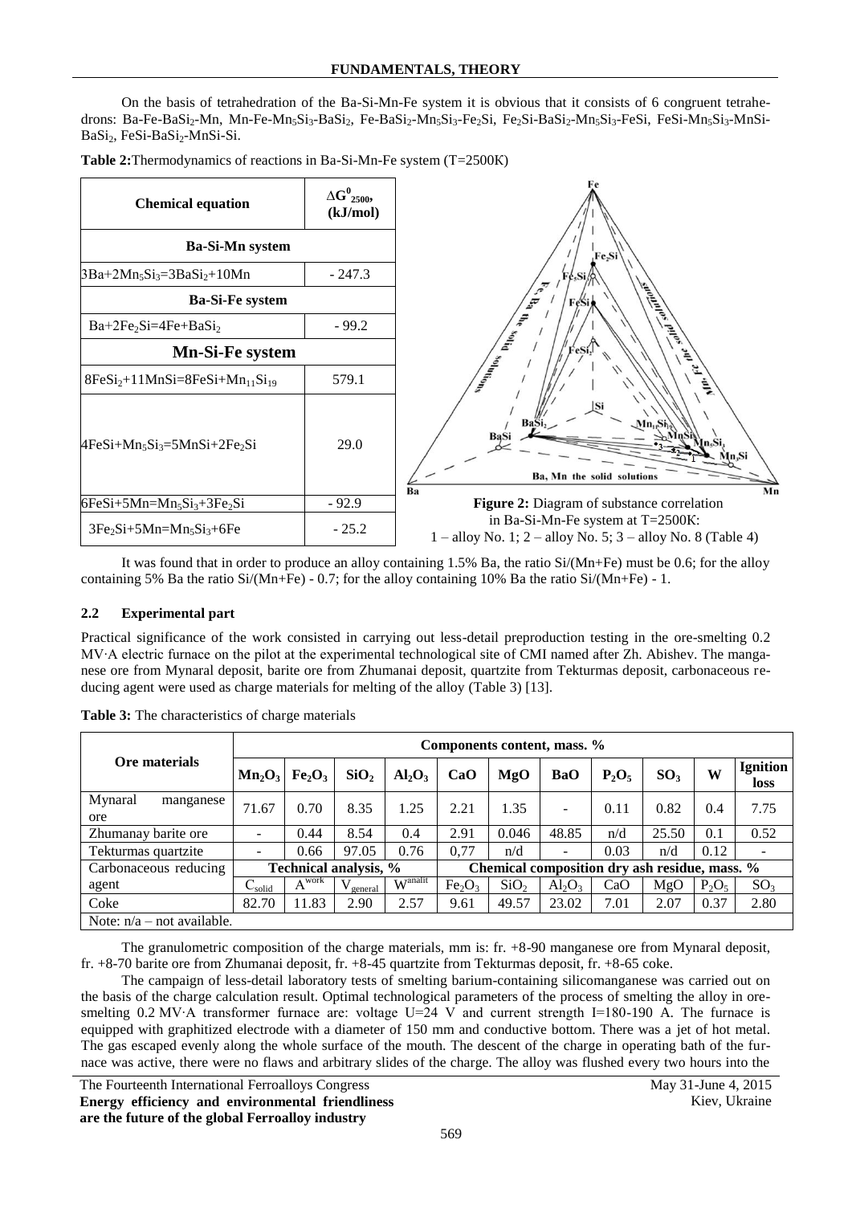On the basis of tetrahedration of the Ba-Si-Mn-Fe system it is obvious that it consists of 6 congruent tetrahedrons: Ba-Fe-$BaSi_2$-Mn, Mn-Fe-$Mn_5Si_3$-$BaSi_2$, Fe-$BaSi_2$-$Mn_5Si_3$-$Fe_2Si$, $Fe_2Si$-$BaSi_2$-$Mn_5Si_3$-FeSi, FeSi-$Mn_5Si_3$-MnSi-$BaSi_2$, FeSi-$BaSi_2$-MnSi-Si.

**Table 2:** Thermodynamics of reactions in Ba-Si-Mn-Fe system (T=2500K)

| Chemical equation | $\Delta G^0_{2500}$, (kJ/mol) |
|---|---|
| **Ba-Si-Mn system** | |
| $3Ba+2Mn_5Si_3=3BaSi_2+10Mn$ | - 247.3 |
| **Ba-Si-Fe system** | |
| $Ba+2Fe_2Si=4Fe+BaSi_2$ | - 99.2 |
| **Mn-Si-Fe system** | |
| $8FeSi_2+11MnSi=8FeSi+Mn_{11}Si_{19}$ | 579.1 |
| $4FeSi+Mn_5Si_3=5MnSi+2Fe_2Si$ | 29.0 |
| $6FeSi+5Mn=Mn_5Si_3+3Fe_2Si$ | - 92.9 |
| $3Fe_2Si+5Mn=Mn_5Si_3+6Fe$ | - 25.2 |

**Figure 2:** Diagram of substance correlation in Ba-Si-Mn-Fe system at T=2500K:
1 – alloy No. 1; 2 – alloy No. 5; 3 – alloy No. 8 (Table 4)

It was found that in order to produce an alloy containing 1.5% Ba, the ratio Si/(Mn+Fe) must be 0.6; for the alloy containing 5% Ba the ratio Si/(Mn+Fe) - 0.7; for the alloy containing 10% Ba the ratio Si/(Mn+Fe) - 1.

## 2.2 Experimental part

Practical significance of the work consisted in carrying out less-detail preproduction testing in the ore-smelting 0.2 MV·A electric furnace on the pilot at the experimental technological site of CMI named after Zh. Abishev. The manganese ore from Mynaral deposit, barite ore from Zhumanai deposit, quartzite from Tekturmas deposit, carbonaceous reducing agent were used as charge materials for melting of the alloy (Table 3) [13].

**Table 3:** The characteristics of charge materials

| Ore materials | Components content, mass. % | | | | | | | | | | |
|---|---|---|---|---|---|---|---|---|---|---|---|
| | $Mn_2O_3$ | $Fe_2O_3$ | $SiO_2$ | $Al_2O_3$ | CaO | MgO | BaO | $P_2O_5$ | $SO_3$ | W | Ignition loss |
| Mynaral manganese ore | 71.67 | 0.70 | 8.35 | 1.25 | 2.21 | 1.35 | - | 0.11 | 0.82 | 0.4 | 7.75 |
| Zhumanay barite ore | - | 0.44 | 8.54 | 0.4 | 2.91 | 0.046 | 48.85 | n/d | 25.50 | 0.1 | 0.52 |
| Tekturmas quartzite | - | 0.66 | 97.05 | 0.76 | 0,77 | n/d | - | 0.03 | n/d | 0.12 | - |
| Carbonaceous reducing agent | Technical analysis, % | | | | Chemical composition dry ash residue, mass. % | | | | | | |
| | $C_{solid}$ | $A^{work}$ | $V_{general}$ | $W^{analit}$ | $Fe_2O_3$ | $SiO_2$ | $Al_2O_3$ | CaO | MgO | $P_2O_5$ | $SO_3$ |
| Coke | 82.70 | 11.83 | 2.90 | 2.57 | 9.61 | 49.57 | 23.02 | 7.01 | 2.07 | 0.37 | 2.80 |

Note: n/a – not available.

The granulometric composition of the charge materials, mm is: fr. +8-90 manganese ore from Mynaral deposit, fr. +8-70 barite ore from Zhumanai deposit, fr. +8-45 quartzite from Tekturmas deposit, fr. +8-65 coke.

The campaign of less-detail laboratory tests of smelting barium-containing silicomanganese was carried out on the basis of the charge calculation result. Optimal technological parameters of the process of smelting the alloy in ore-smelting 0.2 MV·A transformer furnace are: voltage U=24 V and current strength I=180-190 A. The furnace is equipped with graphitized electrode with a diameter of 150 mm and conductive bottom. There was a jet of hot metal. The gas escaped evenly along the whole surface of the mouth. The descent of the charge in operating bath of the furnace was active, there were no flaws and arbitrary slides of the charge. The alloy was flushed every two hours into the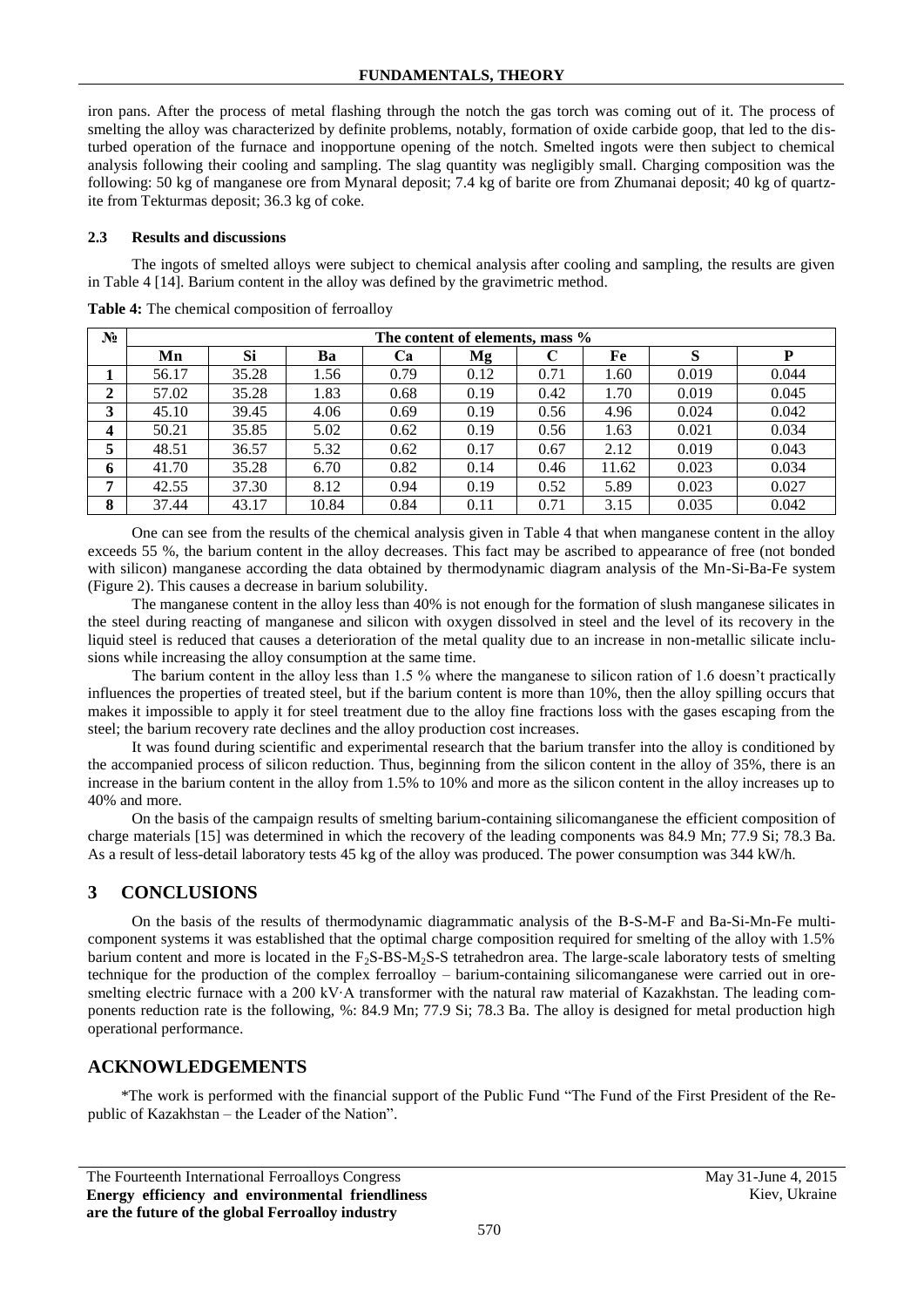iron pans. After the process of metal flashing through the notch the gas torch was coming out of it. The process of smelting the alloy was characterized by definite problems, notably, formation of oxide carbide goop, that led to the disturbed operation of the furnace and inopportune opening of the notch. Smelted ingots were then subject to chemical analysis following their cooling and sampling. The slag quantity was negligibly small. Charging composition was the following: 50 kg of manganese ore from Mynaral deposit; 7.4 kg of barite ore from Zhumanai deposit; 40 kg of quartzite from Tekturmas deposit; 36.3 kg of coke.

### 2.3 Results and discussions

The ingots of smelted alloys were subject to chemical analysis after cooling and sampling, the results are given in Table 4 [14]. Barium content in the alloy was defined by the gravimetric method.

**Table 4:** The chemical composition of ferroalloy

| № | The content of elements, mass % | | | | | | | | |
|---|---|---|---|---|---|---|---|---|---|
| | Mn | Si | Ba | Ca | Mg | C | Fe | S | P |
| **1** | 56.17 | 35.28 | 1.56 | 0.79 | 0.12 | 0.71 | 1.60 | 0.019 | 0.044 |
| **2** | 57.02 | 35.28 | 1.83 | 0.68 | 0.19 | 0.42 | 1.70 | 0.019 | 0.045 |
| **3** | 45.10 | 39.45 | 4.06 | 0.69 | 0.19 | 0.56 | 4.96 | 0.024 | 0.042 |
| **4** | 50.21 | 35.85 | 5.02 | 0.62 | 0.19 | 0.56 | 1.63 | 0.021 | 0.034 |
| **5** | 48.51 | 36.57 | 5.32 | 0.62 | 0.17 | 0.67 | 2.12 | 0.019 | 0.043 |
| **6** | 41.70 | 35.28 | 6.70 | 0.82 | 0.14 | 0.46 | 11.62 | 0.023 | 0.034 |
| **7** | 42.55 | 37.30 | 8.12 | 0.94 | 0.19 | 0.52 | 5.89 | 0.023 | 0.027 |
| **8** | 37.44 | 43.17 | 10.84 | 0.84 | 0.11 | 0.71 | 3.15 | 0.035 | 0.042 |

One can see from the results of the chemical analysis given in Table 4 that when manganese content in the alloy exceeds 55 %, the barium content in the alloy decreases. This fact may be ascribed to appearance of free (not bonded with silicon) manganese according the data obtained by thermodynamic diagram analysis of the Mn-Si-Ba-Fe system (Figure 2). This causes a decrease in barium solubility.

The manganese content in the alloy less than 40% is not enough for the formation of slush manganese silicates in the steel during reacting of manganese and silicon with oxygen dissolved in steel and the level of its recovery in the liquid steel is reduced that causes a deterioration of the metal quality due to an increase in non-metallic silicate inclusions while increasing the alloy consumption at the same time.

The barium content in the alloy less than 1.5 % where the manganese to silicon ration of 1.6 doesn't practically influences the properties of treated steel, but if the barium content is more than 10%, then the alloy spilling occurs that makes it impossible to apply it for steel treatment due to the alloy fine fractions loss with the gases escaping from the steel; the barium recovery rate declines and the alloy production cost increases.

It was found during scientific and experimental research that the barium transfer into the alloy is conditioned by the accompanied process of silicon reduction. Thus, beginning from the silicon content in the alloy of 35%, there is an increase in the barium content in the alloy from 1.5% to 10% and more as the silicon content in the alloy increases up to 40% and more.

On the basis of the campaign results of smelting barium-containing silicomanganese the efficient composition of charge materials [15] was determined in which the recovery of the leading components was 84.9 Mn; 77.9 Si; 78.3 Ba. As a result of less-detail laboratory tests 45 kg of the alloy was produced. The power consumption was 344 kW/h.

## 3 CONCLUSIONS

On the basis of the results of thermodynamic diagrammatic analysis of the B-S-M-F and Ba-Si-Mn-Fe multicomponent systems it was established that the optimal charge composition required for smelting of the alloy with 1.5% barium content and more is located in the $F_2S$-BS-$M_2S$-S tetrahedron area. The large-scale laboratory tests of smelting technique for the production of the complex ferroalloy – barium-containing silicomanganese were carried out in ore-smelting electric furnace with a 200 kV·A transformer with the natural raw material of Kazakhstan. The leading components reduction rate is the following, %: 84.9 Mn; 77.9 Si; 78.3 Ba. The alloy is designed for metal production high operational performance.

## ACKNOWLEDGEMENTS

*The work is performed with the financial support of the Public Fund "The Fund of the First President of the Republic of Kazakhstan – the Leader of the Nation".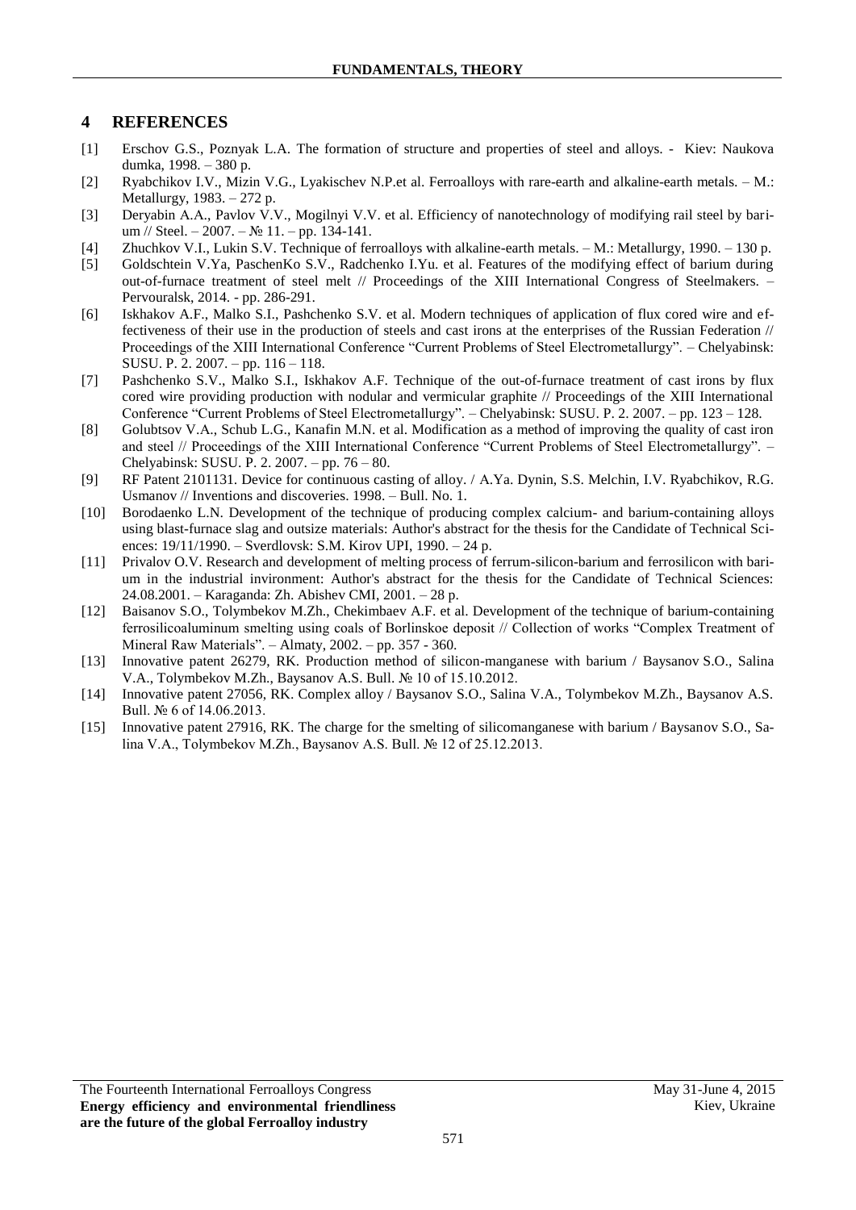## 4 REFERENCES

[1] Erschov G.S., Poznyak L.A. The formation of structure and properties of steel and alloys. - Kiev: Naukova dumka, 1998. – 380 p.

[2] Ryabchikov I.V., Mizin V.G., Lyakischev N.P.et al. Ferroalloys with rare-earth and alkaline-earth metals. – M.: Metallurgy, 1983. – 272 p.

[3] Deryabin A.A., Pavlov V.V., Mogilnyi V.V. et al. Efficiency of nanotechnology of modifying rail steel by barium // Steel. – 2007. – № 11. – pp. 134-141.

[4] Zhuchkov V.I., Lukin S.V. Technique of ferroalloys with alkaline-earth metals. – M.: Metallurgy, 1990. – 130 p.

[5] Goldschtein V.Ya, PaschenKo S.V., Radchenko I.Yu. et al. Features of the modifying effect of barium during out-of-furnace treatment of steel melt // Proceedings of the XIII International Congress of Steelmakers. – Pervouralsk, 2014. - pp. 286-291.

[6] Iskhakov A.F., Malko S.I., Pashchenko S.V. et al. Modern techniques of application of flux cored wire and effectiveness of their use in the production of steels and cast irons at the enterprises of the Russian Federation // Proceedings of the XIII International Conference "Current Problems of Steel Electrometallurgy". – Chelyabinsk: SUSU. P. 2. 2007. – pp. 116 – 118.

[7] Pashchenko S.V., Malko S.I., Iskhakov A.F. Technique of the out-of-furnace treatment of cast irons by flux cored wire providing production with nodular and vermicular graphite // Proceedings of the XIII International Conference "Current Problems of Steel Electrometallurgy". – Chelyabinsk: SUSU. P. 2. 2007. – pp. 123 – 128.

[8] Golubtsov V.A., Schub L.G., Kanafin M.N. et al. Modification as a method of improving the quality of cast iron and steel // Proceedings of the XIII International Conference "Current Problems of Steel Electrometallurgy". – Chelyabinsk: SUSU. P. 2. 2007. – pp. 76 – 80.

[9] RF Patent 2101131. Device for continuous casting of alloy. / A.Ya. Dynin, S.S. Melchin, I.V. Ryabchikov, R.G. Usmanov // Inventions and discoveries. 1998. – Bull. No. 1.

[10] Borodaenko L.N. Development of the technique of producing complex calcium- and barium-containing alloys using blast-furnace slag and outsize materials: Author's abstract for the thesis for the Candidate of Technical Sciences: 19/11/1990. – Sverdlovsk: S.M. Kirov UPI, 1990. – 24 p.

[11] Privalov O.V. Research and development of melting process of ferrum-silicon-barium and ferrosilicon with barium in the industrial invironment: Author's abstract for the thesis for the Candidate of Technical Sciences: 24.08.2001. – Karaganda: Zh. Abishev CMI, 2001. – 28 p.

[12] Baisanov S.O., Tolymbekov M.Zh., Chekimbaev A.F. et al. Development of the technique of barium-containing ferrosilicoaluminum smelting using coals of Borlinskoe deposit // Collection of works "Complex Treatment of Mineral Raw Materials". – Almaty, 2002. – pp. 357 - 360.

[13] Innovative patent 26279, RK. Production method of silicon-manganese with barium / Baysanov S.O., Salina V.A., Tolymbekov M.Zh., Baysanov A.S. Bull. № 10 of 15.10.2012.

[14] Innovative patent 27056, RK. Complex alloy / Baysanov S.O., Salina V.A., Tolymbekov M.Zh., Baysanov A.S. Bull. № 6 of 14.06.2013.

[15] Innovative patent 27916, RK. The charge for the smelting of silicomanganese with barium / Baysanov S.O., Salina V.A., Tolymbekov M.Zh., Baysanov A.S. Bull. № 12 of 25.12.2013.